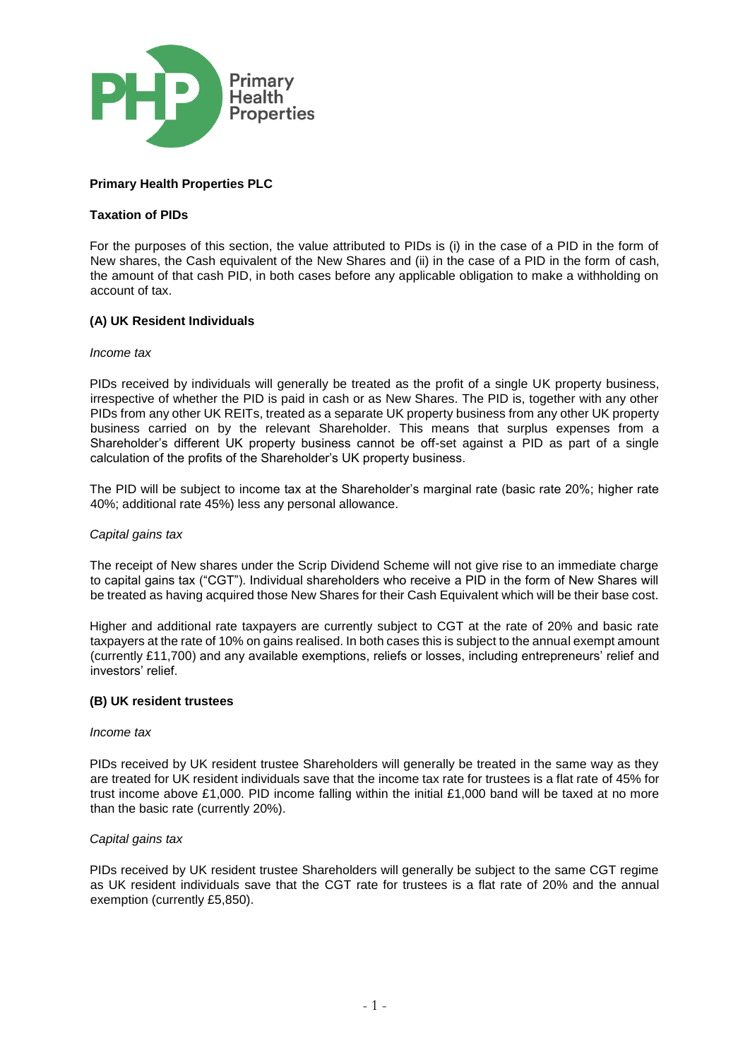**Primary Health Properties PLC**

**Taxation of PIDs**

For the purposes of this section, the value attributed to PIDs is (i) in the case of a PID in the form of New shares, the Cash equivalent of the New Shares and (ii) in the case of a PID in the form of cash, the amount of that cash PID, in both cases before any applicable obligation to make a withholding on account of tax.

**(A) UK Resident Individuals**

*Income tax*

PIDs received by individuals will generally be treated as the profit of a single UK property business, irrespective of whether the PID is paid in cash or as New Shares. The PID is, together with any other PIDs from any other UK REITs, treated as a separate UK property business from any other UK property business carried on by the relevant Shareholder. This means that surplus expenses from a Shareholder's different UK property business cannot be off-set against a PID as part of a single calculation of the profits of the Shareholder's UK property business.

The PID will be subject to income tax at the Shareholder's marginal rate (basic rate 20%; higher rate 40%; additional rate 45%) less any personal allowance.

*Capital gains tax*

The receipt of New shares under the Scrip Dividend Scheme will not give rise to an immediate charge to capital gains tax ("CGT"). Individual shareholders who receive a PID in the form of New Shares will be treated as having acquired those New Shares for their Cash Equivalent which will be their base cost.

Higher and additional rate taxpayers are currently subject to CGT at the rate of 20% and basic rate taxpayers at the rate of 10% on gains realised. In both cases this is subject to the annual exempt amount (currently £11,700) and any available exemptions, reliefs or losses, including entrepreneurs' relief and investors' relief.

**(B) UK resident trustees**

*Income tax*

PIDs received by UK resident trustee Shareholders will generally be treated in the same way as they are treated for UK resident individuals save that the income tax rate for trustees is a flat rate of 45% for trust income above £1,000. PID income falling within the initial £1,000 band will be taxed at no more than the basic rate (currently 20%).

*Capital gains tax*

PIDs received by UK resident trustee Shareholders will generally be subject to the same CGT regime as UK resident individuals save that the CGT rate for trustees is a flat rate of 20% and the annual exemption (currently £5,850).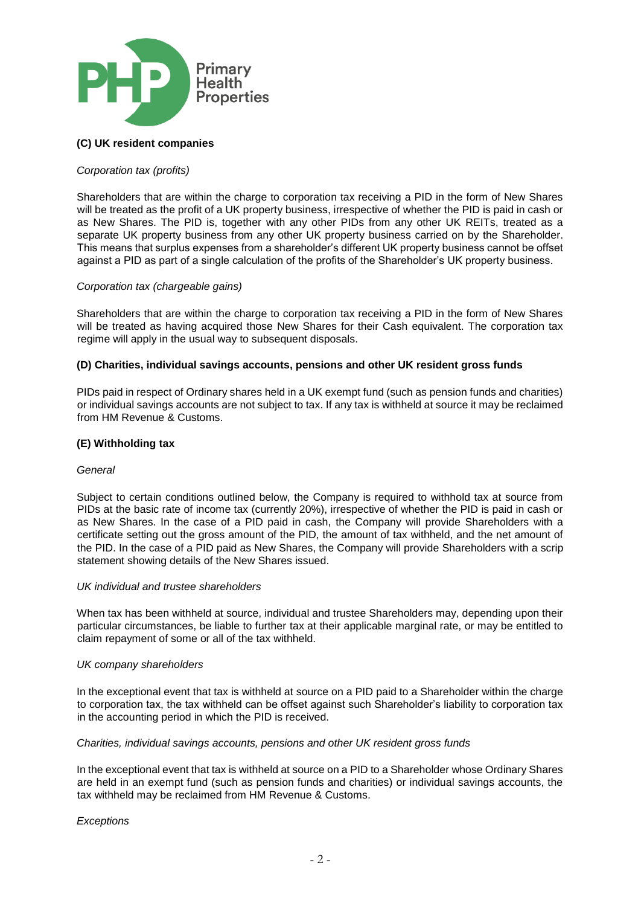### (C) UK resident companies

*Corporation tax (profits)*

Shareholders that are within the charge to corporation tax receiving a PID in the form of New Shares will be treated as the profit of a UK property business, irrespective of whether the PID is paid in cash or as New Shares. The PID is, together with any other PIDs from any other UK REITs, treated as a separate UK property business from any other UK property business carried on by the Shareholder. This means that surplus expenses from a shareholder's different UK property business cannot be offset against a PID as part of a single calculation of the profits of the Shareholder's UK property business.

*Corporation tax (chargeable gains)*

Shareholders that are within the charge to corporation tax receiving a PID in the form of New Shares will be treated as having acquired those New Shares for their Cash equivalent. The corporation tax regime will apply in the usual way to subsequent disposals.

### (D) Charities, individual savings accounts, pensions and other UK resident gross funds

PIDs paid in respect of Ordinary shares held in a UK exempt fund (such as pension funds and charities) or individual savings accounts are not subject to tax. If any tax is withheld at source it may be reclaimed from HM Revenue & Customs.

### (E) Withholding tax

*General*

Subject to certain conditions outlined below, the Company is required to withhold tax at source from PIDs at the basic rate of income tax (currently 20%), irrespective of whether the PID is paid in cash or as New Shares. In the case of a PID paid in cash, the Company will provide Shareholders with a certificate setting out the gross amount of the PID, the amount of tax withheld, and the net amount of the PID. In the case of a PID paid as New Shares, the Company will provide Shareholders with a scrip statement showing details of the New Shares issued.

*UK individual and trustee shareholders*

When tax has been withheld at source, individual and trustee Shareholders may, depending upon their particular circumstances, be liable to further tax at their applicable marginal rate, or may be entitled to claim repayment of some or all of the tax withheld.

*UK company shareholders*

In the exceptional event that tax is withheld at source on a PID paid to a Shareholder within the charge to corporation tax, the tax withheld can be offset against such Shareholder's liability to corporation tax in the accounting period in which the PID is received.

*Charities, individual savings accounts, pensions and other UK resident gross funds*

In the exceptional event that tax is withheld at source on a PID to a Shareholder whose Ordinary Shares are held in an exempt fund (such as pension funds and charities) or individual savings accounts, the tax withheld may be reclaimed from HM Revenue & Customs.

*Exceptions*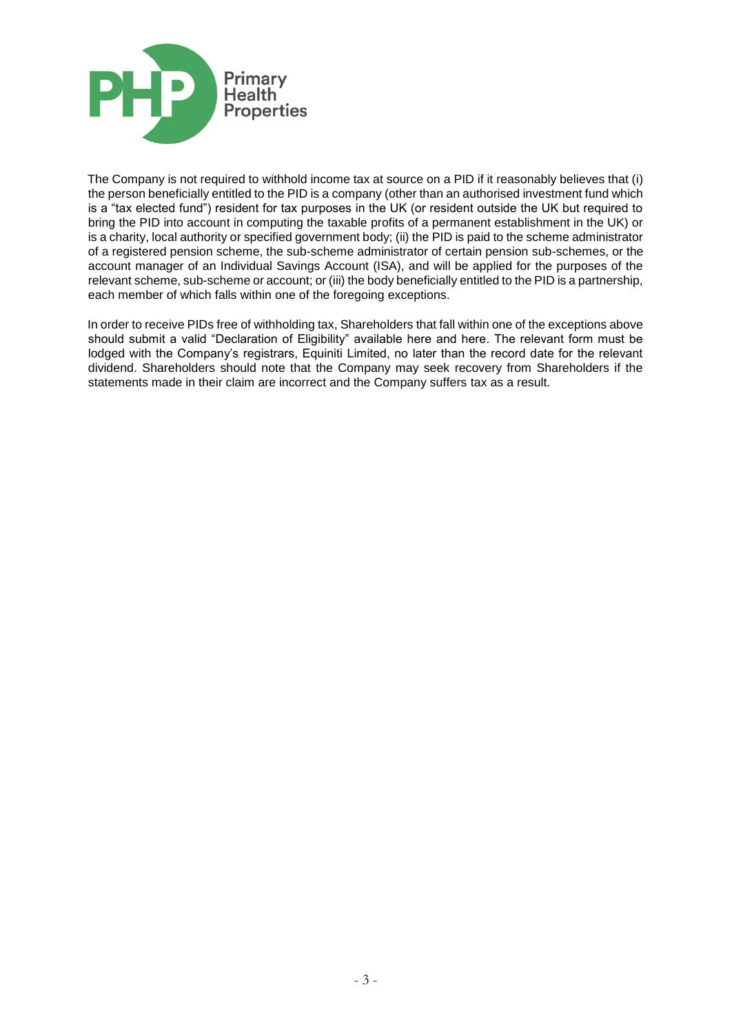The Company is not required to withhold income tax at source on a PID if it reasonably believes that (i) the person beneficially entitled to the PID is a company (other than an authorised investment fund which is a "tax elected fund") resident for tax purposes in the UK (or resident outside the UK but required to bring the PID into account in computing the taxable profits of a permanent establishment in the UK) or is a charity, local authority or specified government body; (ii) the PID is paid to the scheme administrator of a registered pension scheme, the sub-scheme administrator of certain pension sub-schemes, or the account manager of an Individual Savings Account (ISA), and will be applied for the purposes of the relevant scheme, sub-scheme or account; or (iii) the body beneficially entitled to the PID is a partnership, each member of which falls within one of the foregoing exceptions.

In order to receive PIDs free of withholding tax, Shareholders that fall within one of the exceptions above should submit a valid "Declaration of Eligibility" available here and here. The relevant form must be lodged with the Company's registrars, Equiniti Limited, no later than the record date for the relevant dividend. Shareholders should note that the Company may seek recovery from Shareholders if the statements made in their claim are incorrect and the Company suffers tax as a result.